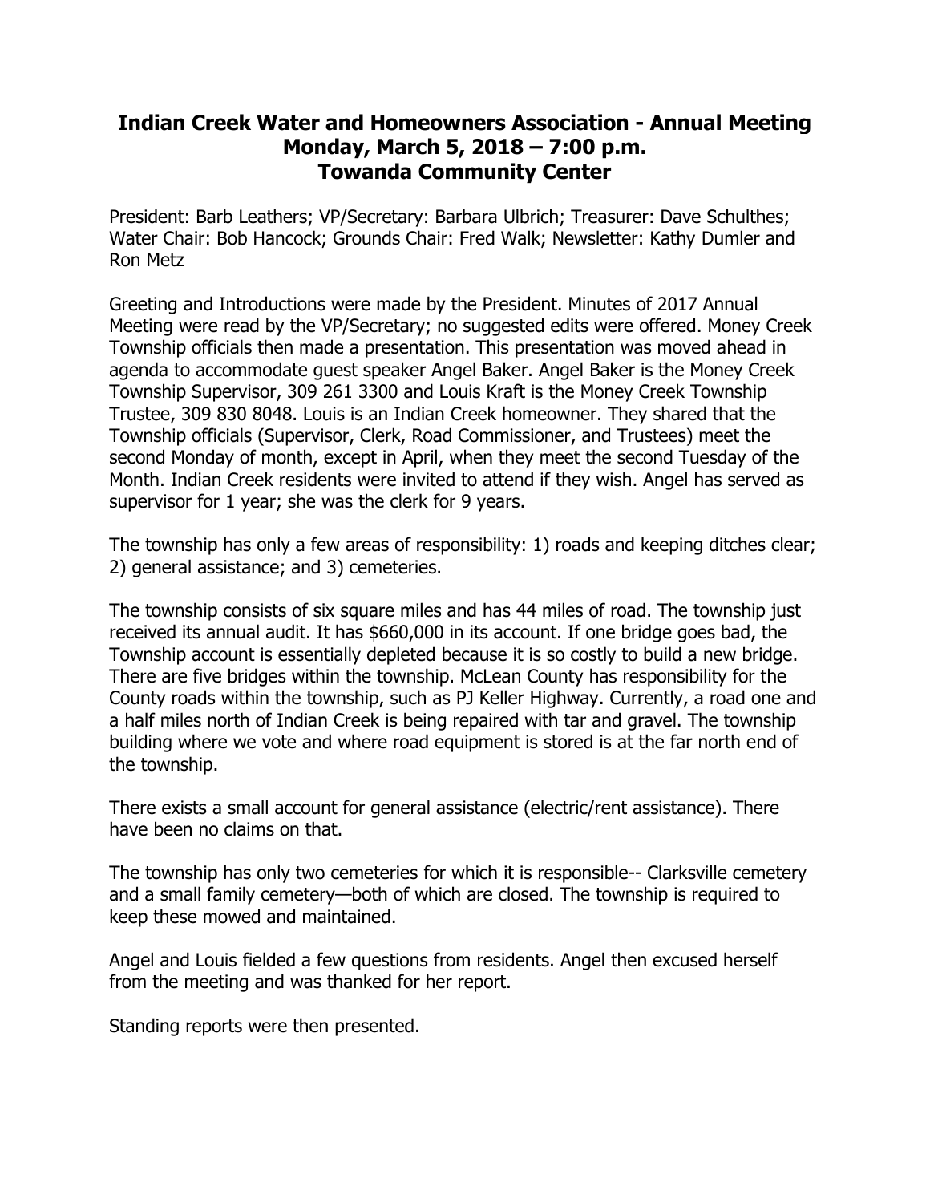# Indian Creek Water and Homeowners Association - Annual Meeting
## Monday, March 5, 2018 – 7:00 p.m.
## Towanda Community Center

President: Barb Leathers; VP/Secretary: Barbara Ulbrich; Treasurer: Dave Schulthes; Water Chair: Bob Hancock; Grounds Chair: Fred Walk; Newsletter: Kathy Dumler and Ron Metz

Greeting and Introductions were made by the President. Minutes of 2017 Annual Meeting were read by the VP/Secretary; no suggested edits were offered. Money Creek Township officials then made a presentation. This presentation was moved ahead in agenda to accommodate guest speaker Angel Baker. Angel Baker is the Money Creek Township Supervisor, 309 261 3300 and Louis Kraft is the Money Creek Township Trustee, 309 830 8048. Louis is an Indian Creek homeowner. They shared that the Township officials (Supervisor, Clerk, Road Commissioner, and Trustees) meet the second Monday of month, except in April, when they meet the second Tuesday of the Month. Indian Creek residents were invited to attend if they wish. Angel has served as supervisor for 1 year; she was the clerk for 9 years.

The township has only a few areas of responsibility: 1) roads and keeping ditches clear; 2) general assistance; and 3) cemeteries.

The township consists of six square miles and has 44 miles of road. The township just received its annual audit. It has $660,000 in its account. If one bridge goes bad, the Township account is essentially depleted because it is so costly to build a new bridge. There are five bridges within the township. McLean County has responsibility for the County roads within the township, such as PJ Keller Highway. Currently, a road one and a half miles north of Indian Creek is being repaired with tar and gravel. The township building where we vote and where road equipment is stored is at the far north end of the township.

There exists a small account for general assistance (electric/rent assistance). There have been no claims on that.

The township has only two cemeteries for which it is responsible-- Clarksville cemetery and a small family cemetery—both of which are closed. The township is required to keep these mowed and maintained.

Angel and Louis fielded a few questions from residents. Angel then excused herself from the meeting and was thanked for her report.

Standing reports were then presented.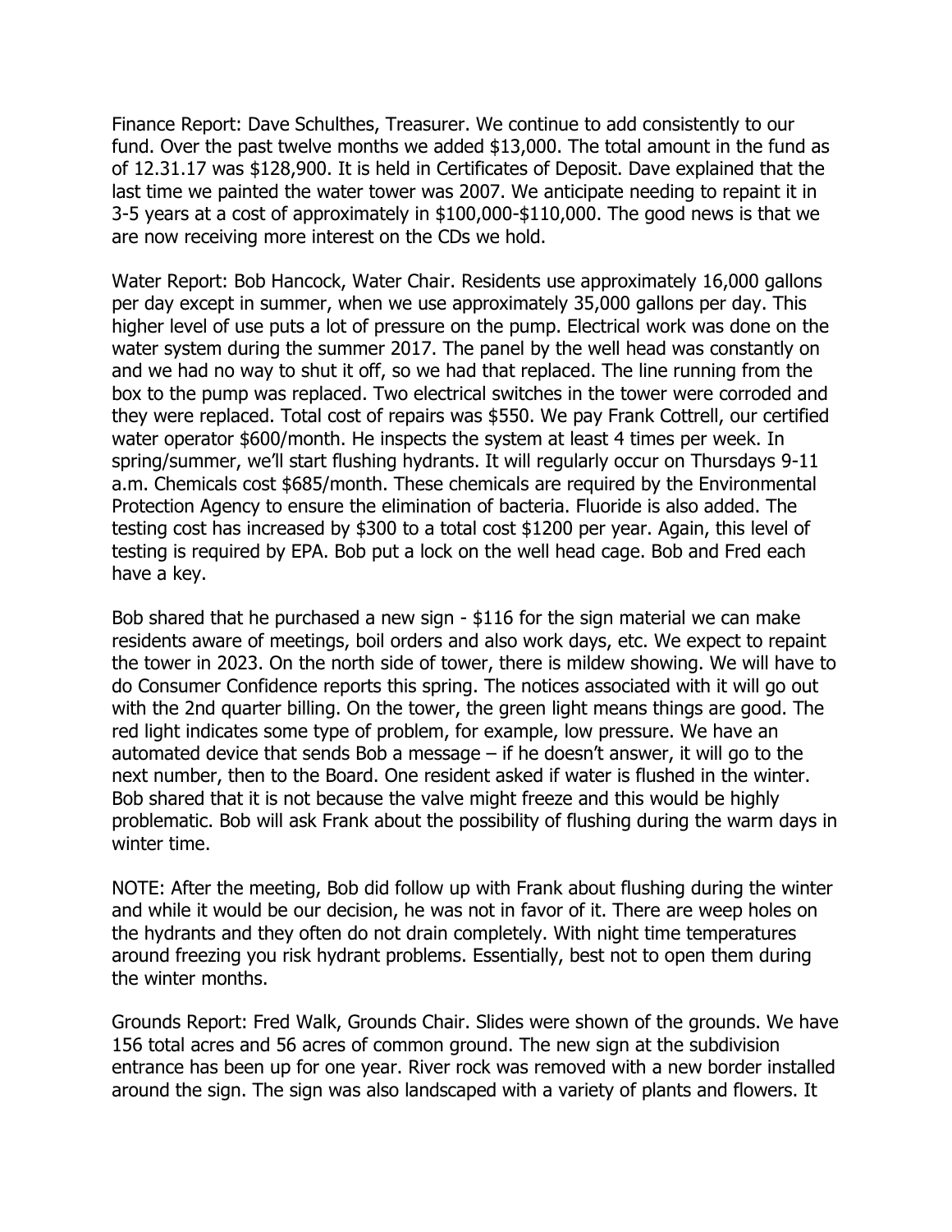Finance Report: Dave Schulthes, Treasurer. We continue to add consistently to our fund. Over the past twelve months we added $13,000. The total amount in the fund as of 12.31.17 was $128,900. It is held in Certificates of Deposit. Dave explained that the last time we painted the water tower was 2007. We anticipate needing to repaint it in 3-5 years at a cost of approximately in $100,000-$110,000. The good news is that we are now receiving more interest on the CDs we hold.

Water Report: Bob Hancock, Water Chair. Residents use approximately 16,000 gallons per day except in summer, when we use approximately 35,000 gallons per day. This higher level of use puts a lot of pressure on the pump. Electrical work was done on the water system during the summer 2017. The panel by the well head was constantly on and we had no way to shut it off, so we had that replaced. The line running from the box to the pump was replaced. Two electrical switches in the tower were corroded and they were replaced. Total cost of repairs was $550. We pay Frank Cottrell, our certified water operator $600/month. He inspects the system at least 4 times per week. In spring/summer, we'll start flushing hydrants. It will regularly occur on Thursdays 9-11 a.m. Chemicals cost $685/month. These chemicals are required by the Environmental Protection Agency to ensure the elimination of bacteria. Fluoride is also added. The testing cost has increased by $300 to a total cost $1200 per year. Again, this level of testing is required by EPA. Bob put a lock on the well head cage. Bob and Fred each have a key.

Bob shared that he purchased a new sign - $116 for the sign material we can make residents aware of meetings, boil orders and also work days, etc. We expect to repaint the tower in 2023. On the north side of tower, there is mildew showing. We will have to do Consumer Confidence reports this spring. The notices associated with it will go out with the 2nd quarter billing. On the tower, the green light means things are good. The red light indicates some type of problem, for example, low pressure. We have an automated device that sends Bob a message – if he doesn't answer, it will go to the next number, then to the Board. One resident asked if water is flushed in the winter. Bob shared that it is not because the valve might freeze and this would be highly problematic. Bob will ask Frank about the possibility of flushing during the warm days in winter time.

NOTE: After the meeting, Bob did follow up with Frank about flushing during the winter and while it would be our decision, he was not in favor of it. There are weep holes on the hydrants and they often do not drain completely. With night time temperatures around freezing you risk hydrant problems. Essentially, best not to open them during the winter months.

Grounds Report: Fred Walk, Grounds Chair. Slides were shown of the grounds. We have 156 total acres and 56 acres of common ground. The new sign at the subdivision entrance has been up for one year. River rock was removed with a new border installed around the sign. The sign was also landscaped with a variety of plants and flowers. It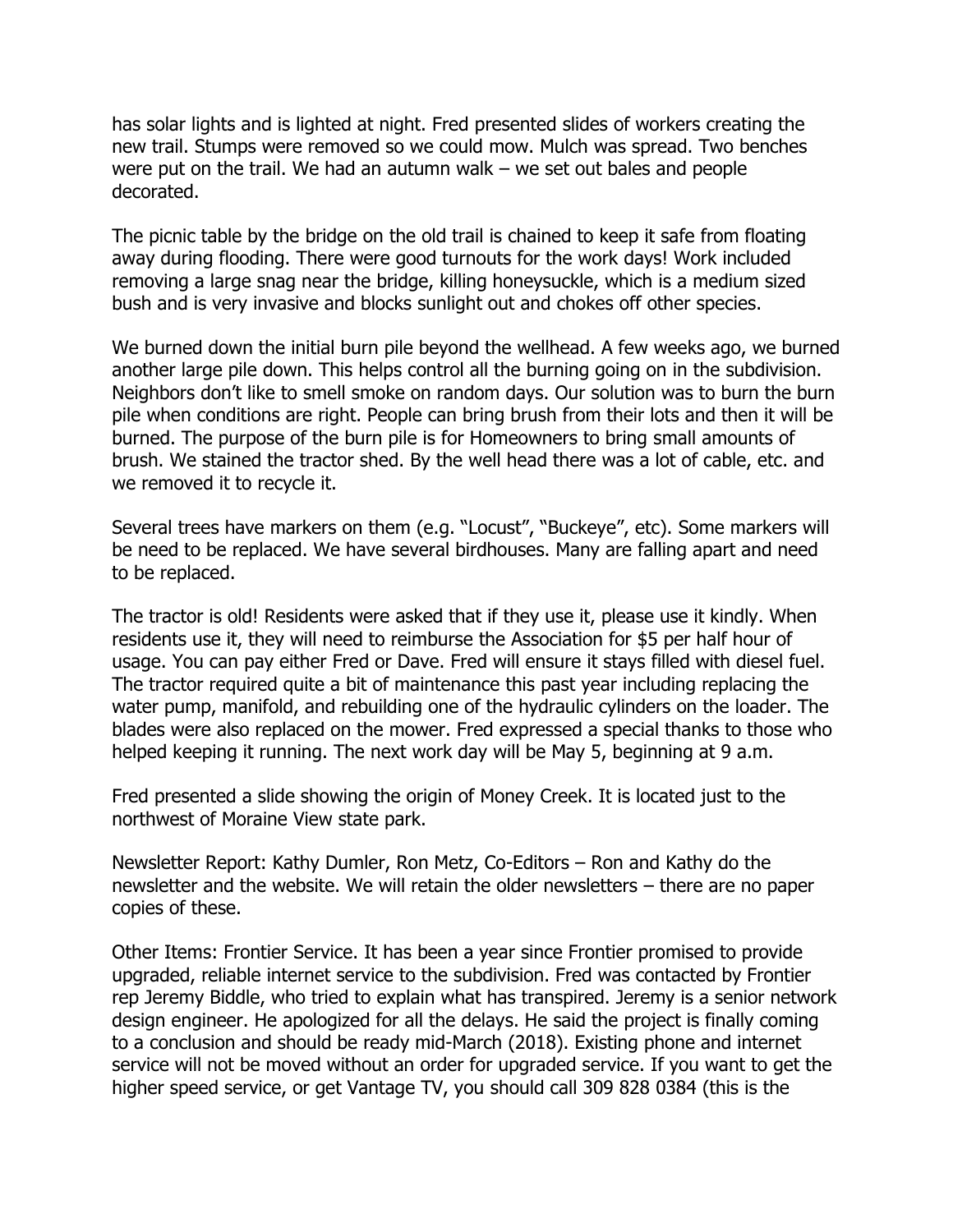has solar lights and is lighted at night. Fred presented slides of workers creating the new trail. Stumps were removed so we could mow. Mulch was spread. Two benches were put on the trail. We had an autumn walk – we set out bales and people decorated.

The picnic table by the bridge on the old trail is chained to keep it safe from floating away during flooding. There were good turnouts for the work days! Work included removing a large snag near the bridge, killing honeysuckle, which is a medium sized bush and is very invasive and blocks sunlight out and chokes off other species.

We burned down the initial burn pile beyond the wellhead. A few weeks ago, we burned another large pile down. This helps control all the burning going on in the subdivision. Neighbors don't like to smell smoke on random days. Our solution was to burn the burn pile when conditions are right. People can bring brush from their lots and then it will be burned. The purpose of the burn pile is for Homeowners to bring small amounts of brush. We stained the tractor shed. By the well head there was a lot of cable, etc. and we removed it to recycle it.

Several trees have markers on them (e.g. "Locust", "Buckeye", etc). Some markers will be need to be replaced. We have several birdhouses. Many are falling apart and need to be replaced.

The tractor is old! Residents were asked that if they use it, please use it kindly. When residents use it, they will need to reimburse the Association for $5 per half hour of usage. You can pay either Fred or Dave. Fred will ensure it stays filled with diesel fuel. The tractor required quite a bit of maintenance this past year including replacing the water pump, manifold, and rebuilding one of the hydraulic cylinders on the loader. The blades were also replaced on the mower. Fred expressed a special thanks to those who helped keeping it running. The next work day will be May 5, beginning at 9 a.m.

Fred presented a slide showing the origin of Money Creek. It is located just to the northwest of Moraine View state park.

Newsletter Report: Kathy Dumler, Ron Metz, Co-Editors – Ron and Kathy do the newsletter and the website. We will retain the older newsletters – there are no paper copies of these.

Other Items: Frontier Service. It has been a year since Frontier promised to provide upgraded, reliable internet service to the subdivision. Fred was contacted by Frontier rep Jeremy Biddle, who tried to explain what has transpired. Jeremy is a senior network design engineer. He apologized for all the delays. He said the project is finally coming to a conclusion and should be ready mid-March (2018). Existing phone and internet service will not be moved without an order for upgraded service. If you want to get the higher speed service, or get Vantage TV, you should call 309 828 0384 (this is the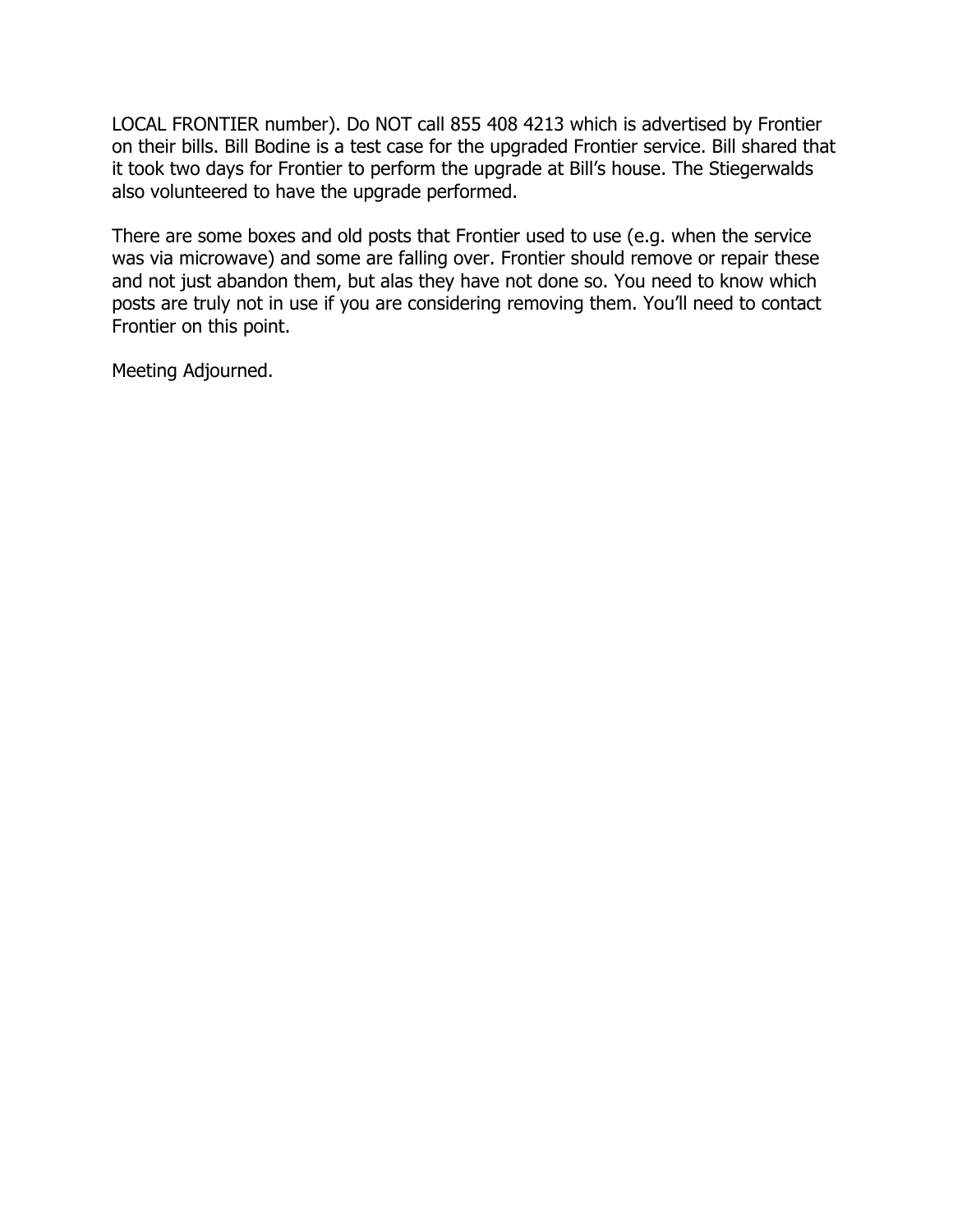LOCAL FRONTIER number). Do NOT call 855 408 4213 which is advertised by Frontier on their bills. Bill Bodine is a test case for the upgraded Frontier service. Bill shared that it took two days for Frontier to perform the upgrade at Bill's house. The Stiegerwalds also volunteered to have the upgrade performed.

There are some boxes and old posts that Frontier used to use (e.g. when the service was via microwave) and some are falling over. Frontier should remove or repair these and not just abandon them, but alas they have not done so. You need to know which posts are truly not in use if you are considering removing them. You'll need to contact Frontier on this point.

Meeting Adjourned.